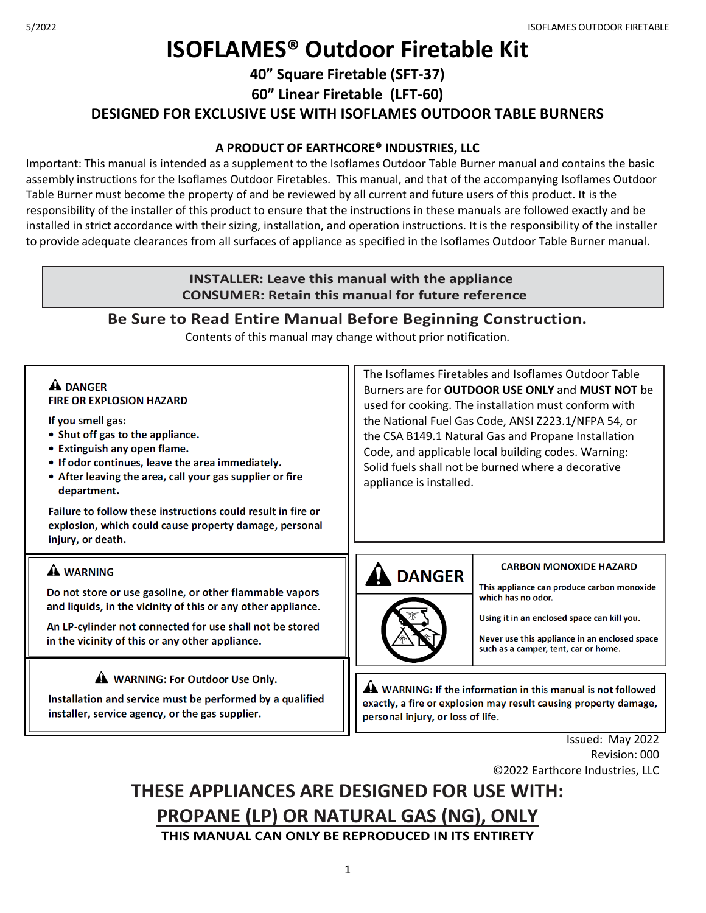# ISOFLAMES® Outdoor Firetable Kit

## 40" Square Firetable (SFT-37)

## 60" Linear Firetable (LFT-60)

## DESIGNED FOR EXCLUSIVE USE WITH ISOFLAMES OUTDOOR TABLE BURNERS

### A PRODUCT OF EARTHCORE® INDUSTRIES, LLC

Important: This manual is intended as a supplement to the Isoflames Outdoor Table Burner manual and contains the basic assembly instructions for the Isoflames Outdoor Firetables. This manual, and that of the accompanying Isoflames Outdoor Table Burner must become the property of and be reviewed by all current and future users of this product. It is the responsibility of the installer of this product to ensure that the instructions in these manuals are followed exactly and be installed in strict accordance with their sizing, installation, and operation instructions. It is the responsibility of the installer to provide adequate clearances from all surfaces of appliance as specified in the Isoflames Outdoor Table Burner manual.

**INSTALLER: Leave this manual with the appliance**
**CONSUMER: Retain this manual for future reference**

**Be Sure to Read Entire Manual Before Beginning Construction.**

Contents of this manual may change without prior notification.

**⚠ DANGER**
**FIRE OR EXPLOSION HAZARD**

**If you smell gas:**

- **Shut off gas to the appliance.**
- **Extinguish any open flame.**
- **If odor continues, leave the area immediately.**
- **After leaving the area, call your gas supplier or fire department.**

**Failure to follow these instructions could result in fire or explosion, which could cause property damage, personal injury, or death.**

The Isoflames Firetables and Isoflames Outdoor Table Burners are for **OUTDOOR USE ONLY** and **MUST NOT** be used for cooking. The installation must conform with the National Fuel Gas Code, ANSI Z223.1/NFPA 54, or the CSA B149.1 Natural Gas and Propane Installation Code, and applicable local building codes. Warning: Solid fuels shall not be burned where a decorative appliance is installed.

**⚠ WARNING**

Do not store or use gasoline, or other flammable vapors and liquids, in the vicinity of this or any other appliance.

An LP-cylinder not connected for use shall not be stored in the vicinity of this or any other appliance.

**⚠ DANGER**

**CARBON MONOXIDE HAZARD**

This appliance can produce carbon monoxide which has no odor.

Using it in an enclosed space can kill you.

Never use this appliance in an enclosed space such as a camper, tent, car or home.

**⚠ WARNING: For Outdoor Use Only.**

Installation and service must be performed by a qualified installer, service agency, or the gas supplier.

**⚠ WARNING:** If the information in this manual is not followed exactly, a fire or explosion may result causing property damage, personal injury, or loss of life.

Issued: May 2022
Revision: 000
©2022 Earthcore Industries, LLC

## THESE APPLIANCES ARE DESIGNED FOR USE WITH: PROPANE (LP) OR NATURAL GAS (NG), ONLY

**THIS MANUAL CAN ONLY BE REPRODUCED IN ITS ENTIRETY**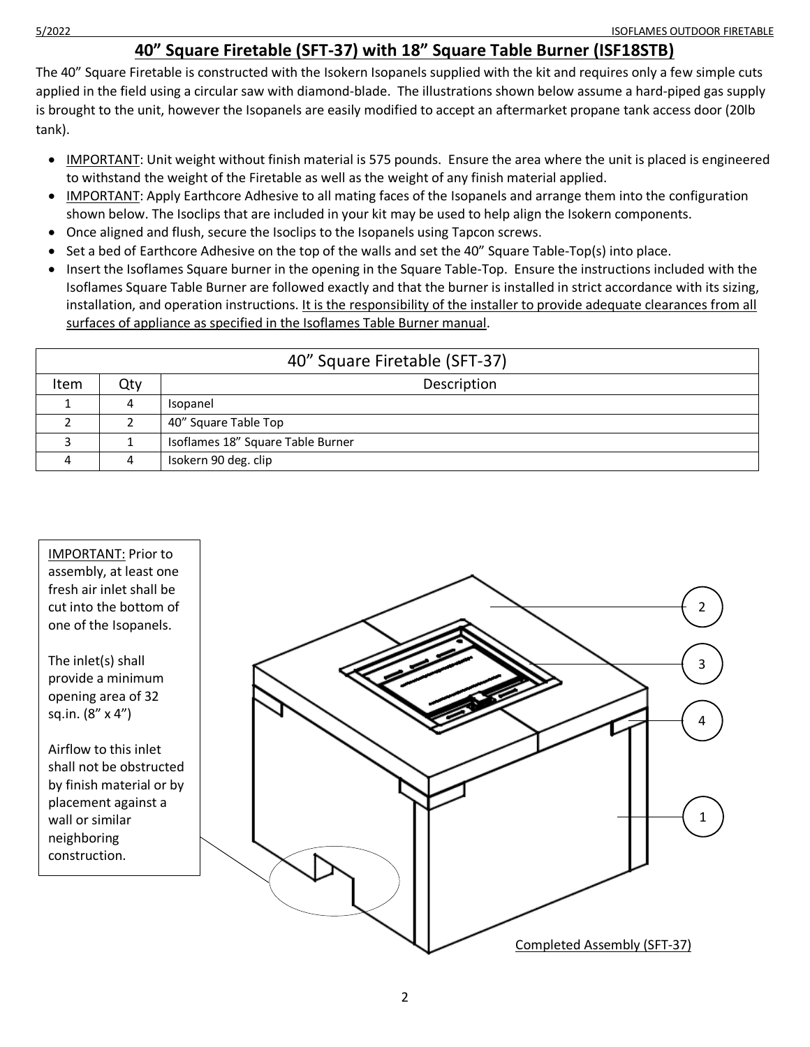## 40" Square Firetable (SFT-37) with 18" Square Table Burner (ISF18STB)

The 40" Square Firetable is constructed with the Isokern Isopanels supplied with the kit and requires only a few simple cuts applied in the field using a circular saw with diamond-blade. The illustrations shown below assume a hard-piped gas supply is brought to the unit, however the Isopanels are easily modified to accept an aftermarket propane tank access door (20lb tank).

- IMPORTANT: Unit weight without finish material is 575 pounds. Ensure the area where the unit is placed is engineered to withstand the weight of the Firetable as well as the weight of any finish material applied.
- IMPORTANT: Apply Earthcore Adhesive to all mating faces of the Isopanels and arrange them into the configuration shown below. The Isoclips that are included in your kit may be used to help align the Isokern components.
- Once aligned and flush, secure the Isoclips to the Isopanels using Tapcon screws.
- Set a bed of Earthcore Adhesive on the top of the walls and set the 40" Square Table-Top(s) into place.
- Insert the Isoflames Square burner in the opening in the Square Table-Top. Ensure the instructions included with the Isoflames Square Table Burner are followed exactly and that the burner is installed in strict accordance with its sizing, installation, and operation instructions. It is the responsibility of the installer to provide adequate clearances from all surfaces of appliance as specified in the Isoflames Table Burner manual.

| 40" Square Firetable (SFT-37) | | |
|---|---|---|
| Item | Qty | Description |
| 1 | 4 | Isopanel |
| 2 | 2 | 40" Square Table Top |
| 3 | 1 | Isoflames 18" Square Table Burner |
| 4 | 4 | Isokern 90 deg. clip |

IMPORTANT: Prior to assembly, at least one fresh air inlet shall be cut into the bottom of one of the Isopanels.

The inlet(s) shall provide a minimum opening area of 32 sq.in. (8" x 4")

Airflow to this inlet shall not be obstructed by finish material or by placement against a wall or similar neighboring construction.

Completed Assembly (SFT-37)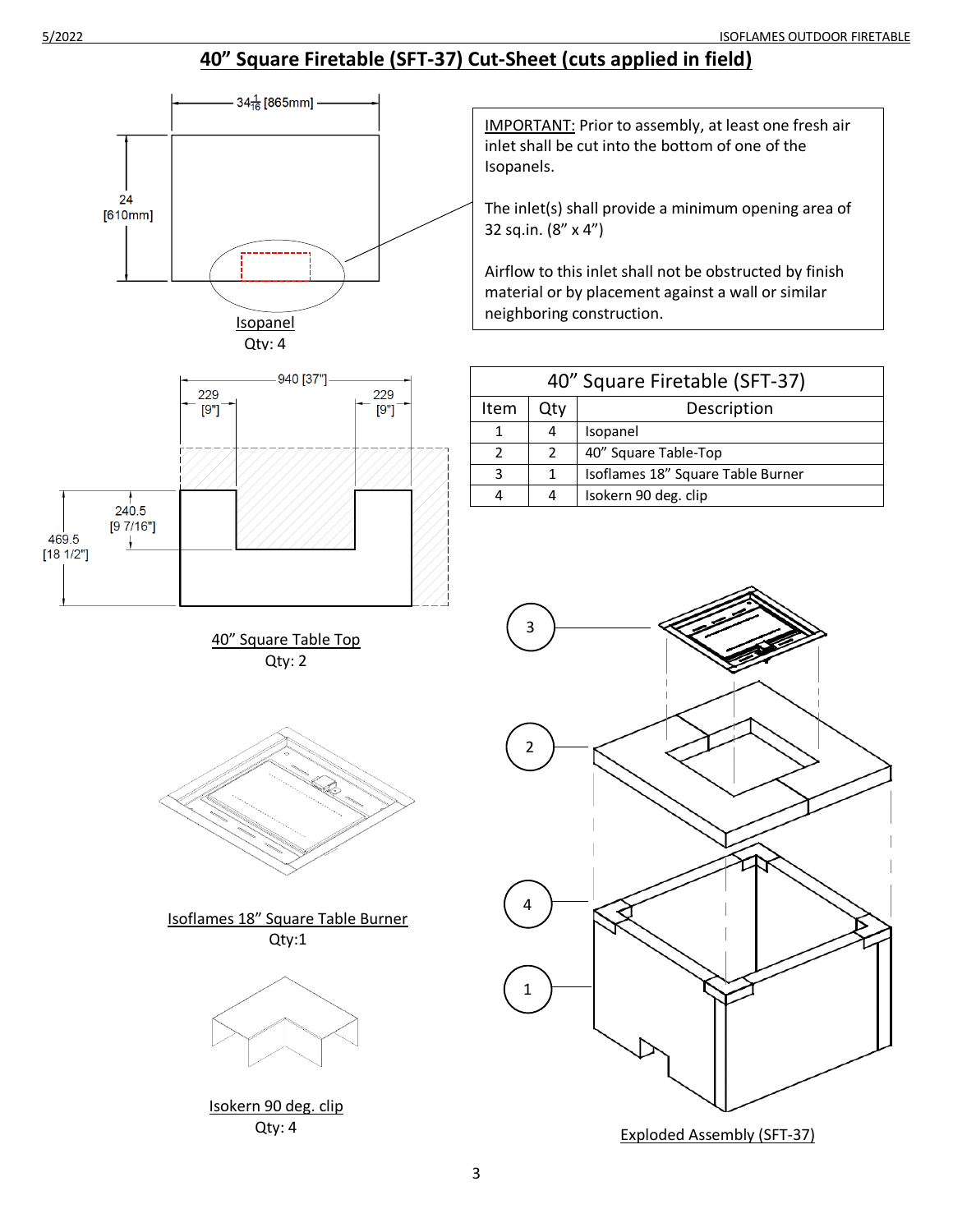# 40" Square Firetable (SFT-37) Cut-Sheet (cuts applied in field)

34 1/16 [865mm]

24 [610mm]

Isopanel
Qty: 4

IMPORTANT: Prior to assembly, at least one fresh air inlet shall be cut into the bottom of one of the Isopanels.

The inlet(s) shall provide a minimum opening area of 32 sq.in. (8" x 4")

Airflow to this inlet shall not be obstructed by finish material or by placement against a wall or similar neighboring construction.

940 [37"]

229 [9"]

229 [9"]

240.5 [9 7/16"]

469.5 [18 1/2"]

40" Square Table Top
Qty: 2

| 40" Square Firetable (SFT-37) | | |
|---|---|---|
| **Item** | **Qty** | **Description** |
| 1 | 4 | Isopanel |
| 2 | 2 | 40" Square Table-Top |
| 3 | 1 | Isoflames 18" Square Table Burner |
| 4 | 4 | Isokern 90 deg. clip |

Isoflames 18" Square Table Burner
Qty:1

Isokern 90 deg. clip
Qty: 4

Exploded Assembly (SFT-37)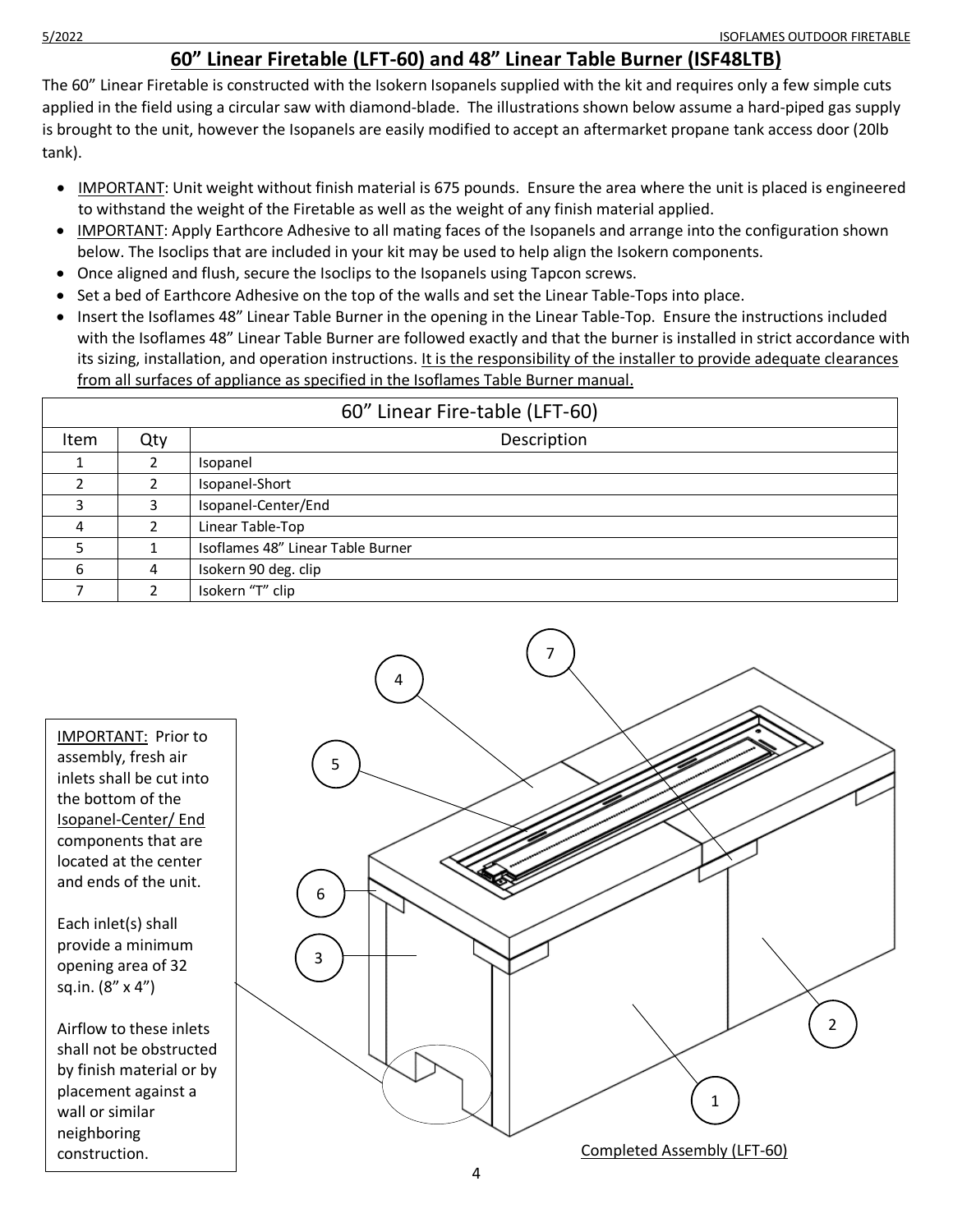## 60" Linear Firetable (LFT-60) and 48" Linear Table Burner (ISF48LTB)

The 60" Linear Firetable is constructed with the Isokern Isopanels supplied with the kit and requires only a few simple cuts applied in the field using a circular saw with diamond-blade. The illustrations shown below assume a hard-piped gas supply is brought to the unit, however the Isopanels are easily modified to accept an aftermarket propane tank access door (20lb tank).

- IMPORTANT: Unit weight without finish material is 675 pounds. Ensure the area where the unit is placed is engineered to withstand the weight of the Firetable as well as the weight of any finish material applied.
- IMPORTANT: Apply Earthcore Adhesive to all mating faces of the Isopanels and arrange into the configuration shown below. The Isoclips that are included in your kit may be used to help align the Isokern components.
- Once aligned and flush, secure the Isoclips to the Isopanels using Tapcon screws.
- Set a bed of Earthcore Adhesive on the top of the walls and set the Linear Table-Tops into place.
- Insert the Isoflames 48" Linear Table Burner in the opening in the Linear Table-Top. Ensure the instructions included with the Isoflames 48" Linear Table Burner are followed exactly and that the burner is installed in strict accordance with its sizing, installation, and operation instructions. It is the responsibility of the installer to provide adequate clearances from all surfaces of appliance as specified in the Isoflames Table Burner manual.

| 60" Linear Fire-table (LFT-60) | | |
|---|---|---|
| Item | Qty | Description |
| 1 | 2 | Isopanel |
| 2 | 2 | Isopanel-Short |
| 3 | 3 | Isopanel-Center/End |
| 4 | 2 | Linear Table-Top |
| 5 | 1 | Isoflames 48" Linear Table Burner |
| 6 | 4 | Isokern 90 deg. clip |
| 7 | 2 | Isokern "T" clip |

IMPORTANT: Prior to assembly, fresh air inlets shall be cut into the bottom of the Isopanel-Center/ End components that are located at the center and ends of the unit.

Each inlet(s) shall provide a minimum opening area of 32 sq.in. (8" x 4")

Airflow to these inlets shall not be obstructed by finish material or by placement against a wall or similar neighboring construction.

Completed Assembly (LFT-60)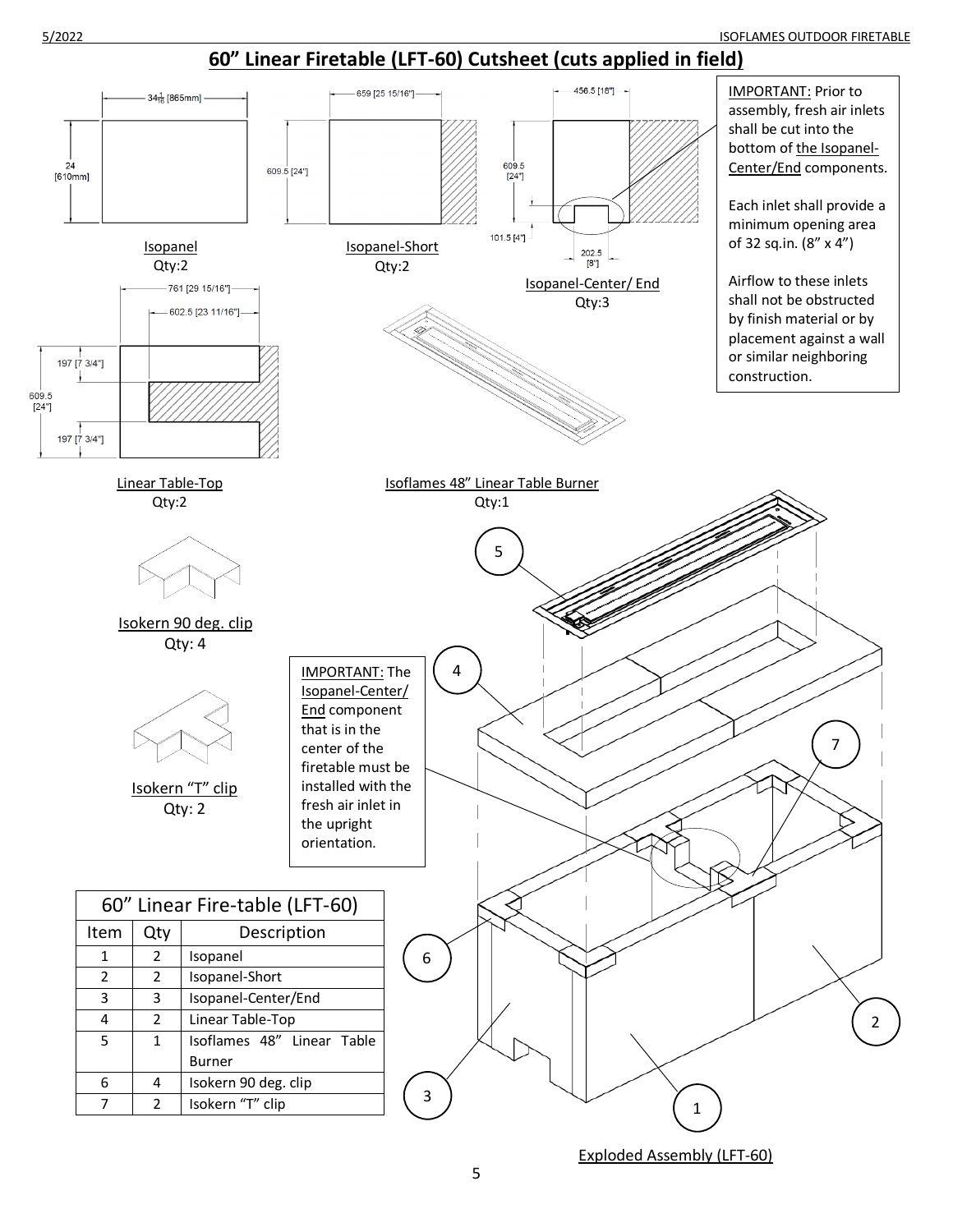## 60" Linear Firetable (LFT-60) Cutsheet (cuts applied in field)

34 1/16 [865mm]

24 [610mm]

Isopanel
Qty:2

659 [25 15/16"]

609.5 [24"]

Isopanel-Short
Qty:2

456.5 [18"]

609.5 [24"]

101.5 [4"]

202.5 [8"]

Isopanel-Center/ End
Qty:3

IMPORTANT: Prior to assembly, fresh air inlets shall be cut into the bottom of the Isopanel-Center/End components.

Each inlet shall provide a minimum opening area of 32 sq.in. (8" x 4")

Airflow to these inlets shall not be obstructed by finish material or by placement against a wall or similar neighboring construction.

761 [29 15/16"]

602.5 [23 11/16"]

197 [7 3/4"]

609.5 [24"]

197 [7 3/4"]

Linear Table-Top
Qty:2

Isoflames 48" Linear Table Burner
Qty:1

Isokern 90 deg. clip
Qty: 4

Isokern "T" clip
Qty: 2

IMPORTANT: The Isopanel-Center/ End component that is in the center of the firetable must be installed with the fresh air inlet in the upright orientation.

| 60" Linear Fire-table (LFT-60) | | |
|---|---|---|
| Item | Qty | Description |
| 1 | 2 | Isopanel |
| 2 | 2 | Isopanel-Short |
| 3 | 3 | Isopanel-Center/End |
| 4 | 2 | Linear Table-Top |
| 5 | 1 | Isoflames 48" Linear Table Burner |
| 6 | 4 | Isokern 90 deg. clip |
| 7 | 2 | Isokern "T" clip |

Exploded Assembly (LFT-60)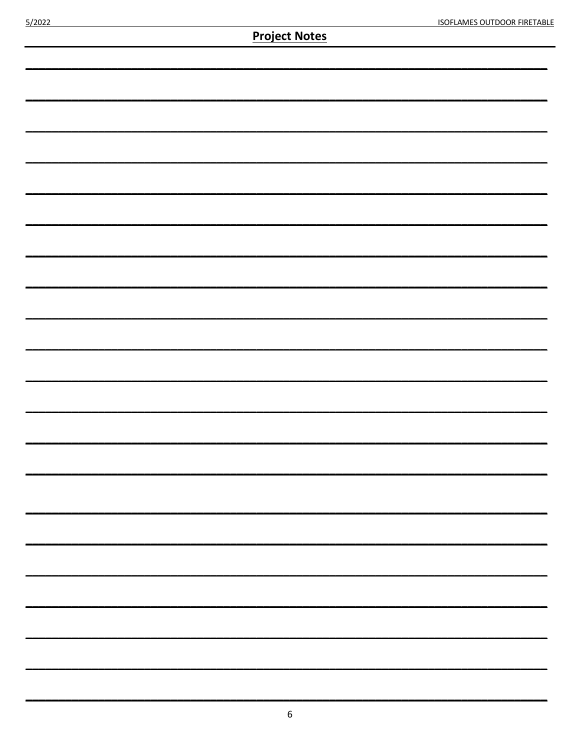## Project Notes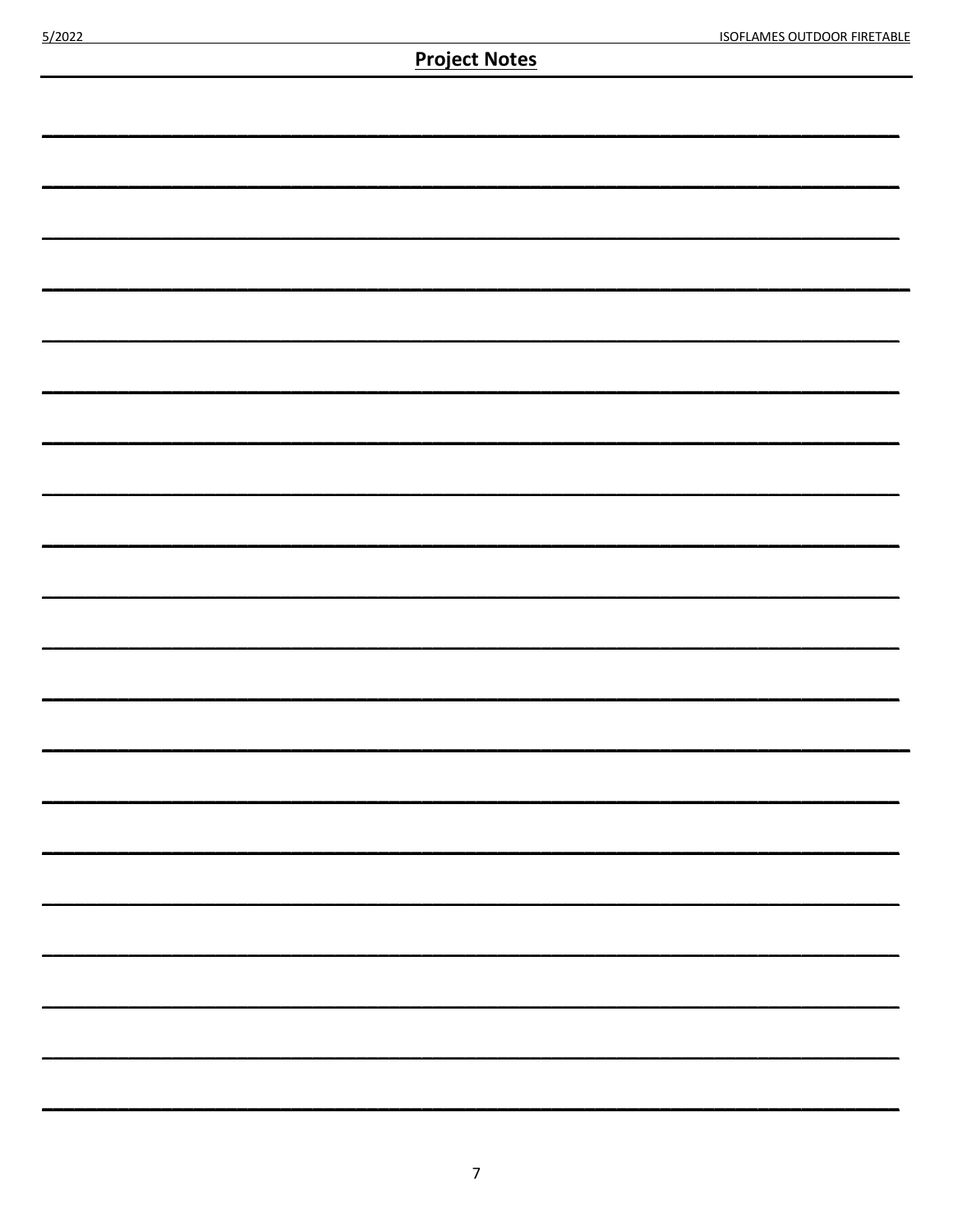## Project Notes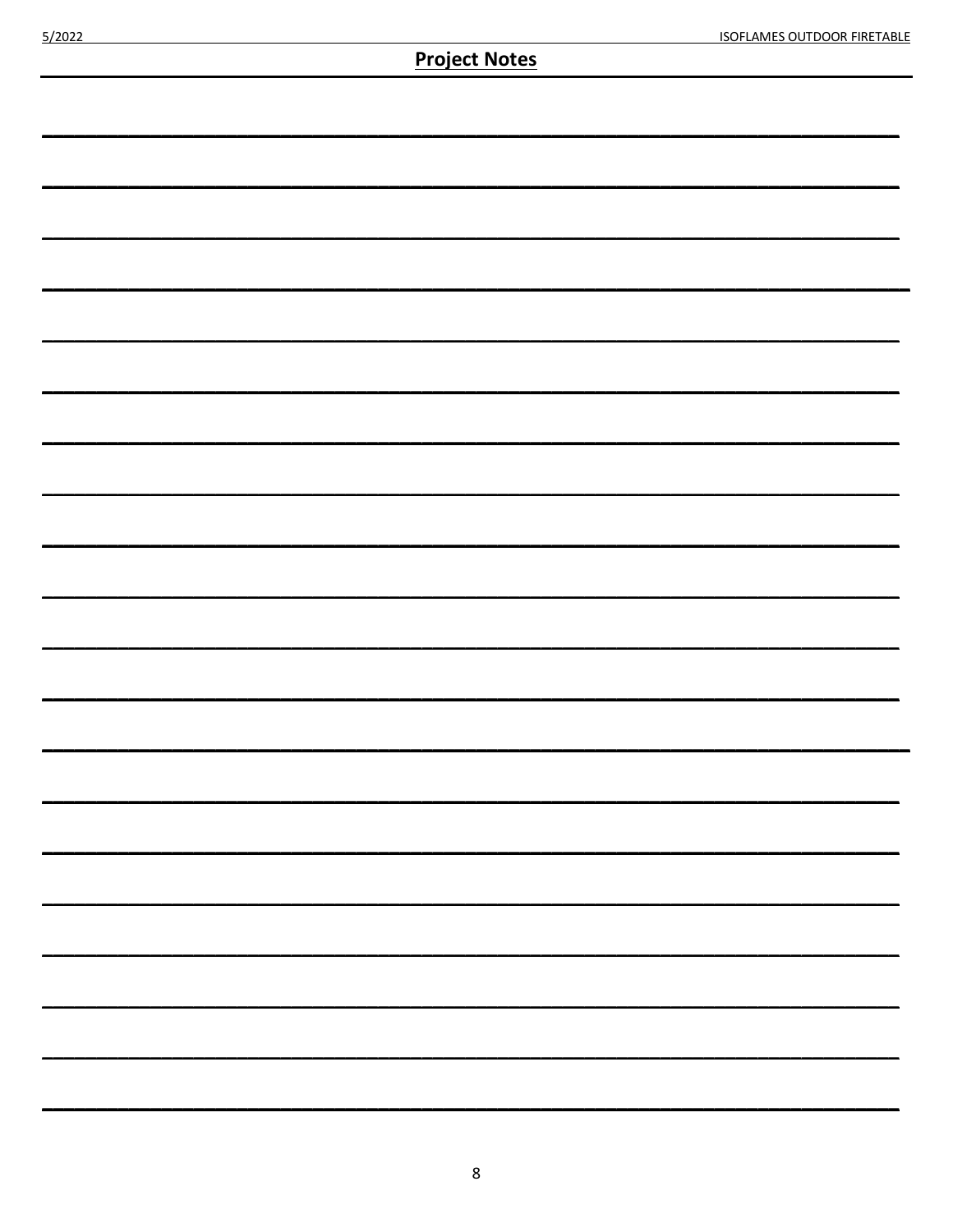## Project Notes